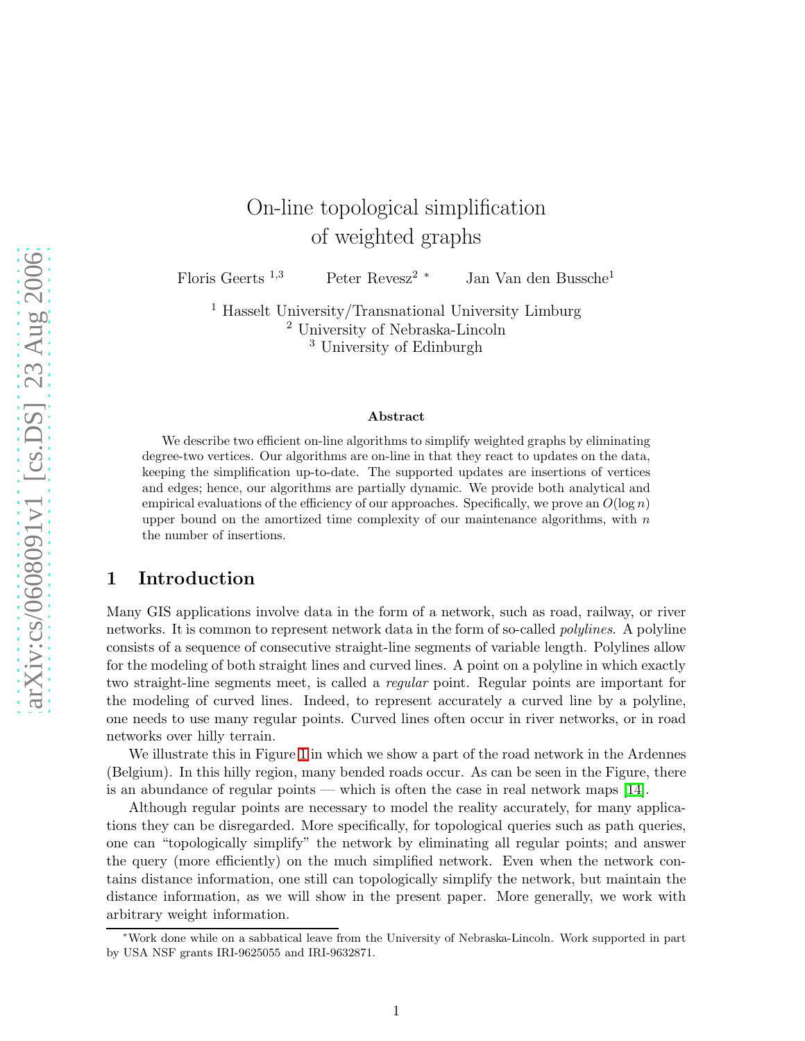# On-line topological simplification of weighted graphs

Floris Geerts [1,3] Peter Revesz [2] * Jan Van den Bussche [1]

[1] Hasselt University/Transnational University Limburg
[2] University of Nebraska-Lincoln
[3] University of Edinburgh

### Abstract

We describe two efficient on-line algorithms to simplify weighted graphs by eliminating degree-two vertices. Our algorithms are on-line in that they react to updates on the data, keeping the simplification up-to-date. The supported updates are insertions of vertices and edges; hence, our algorithms are partially dynamic. We provide both analytical and empirical evaluations of the efficiency of our approaches. Specifically, we prove an $O(\log n)$ upper bound on the amortized time complexity of our maintenance algorithms, with $n$ the number of insertions.

## 1 Introduction

Many GIS applications involve data in the form of a network, such as road, railway, or river networks. It is common to represent network data in the form of so-called *polylines*. A polyline consists of a sequence of consecutive straight-line segments of variable length. Polylines allow for the modeling of both straight lines and curved lines. A point on a polyline in which exactly two straight-line segments meet, is called a *regular* point. Regular points are important for the modeling of curved lines. Indeed, to represent accurately a curved line by a polyline, one needs to use many regular points. Curved lines often occur in river networks, or in road networks over hilly terrain.

We illustrate this in Figure 1 in which we show a part of the road network in the Ardennes (Belgium). In this hilly region, many bended roads occur. As can be seen in the Figure, there is an abundance of regular points — which is often the case in real network maps [14].

Although regular points are necessary to model the reality accurately, for many applications they can be disregarded. More specifically, for topological queries such as path queries, one can "topologically simplify" the network by eliminating all regular points; and answer the query (more efficiently) on the much simplified network. Even when the network contains distance information, one still can topologically simplify the network, but maintain the distance information, as we will show in the present paper. More generally, we work with arbitrary weight information.

*Work done while on a sabbatical leave from the University of Nebraska-Lincoln. Work supported in part by USA NSF grants IRI-9625055 and IRI-9632871.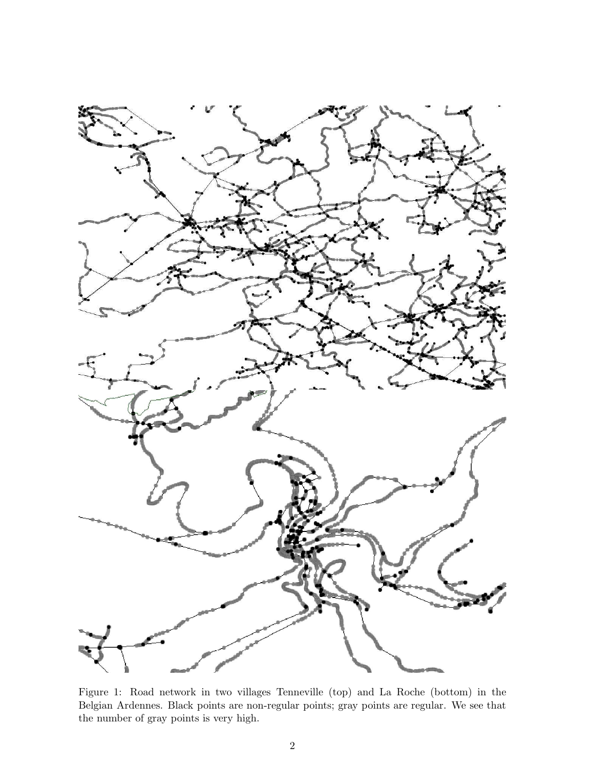Figure 1: Road network in two villages Tenneville (top) and La Roche (bottom) in the Belgian Ardennes. Black points are non-regular points; gray points are regular. We see that the number of gray points is very high.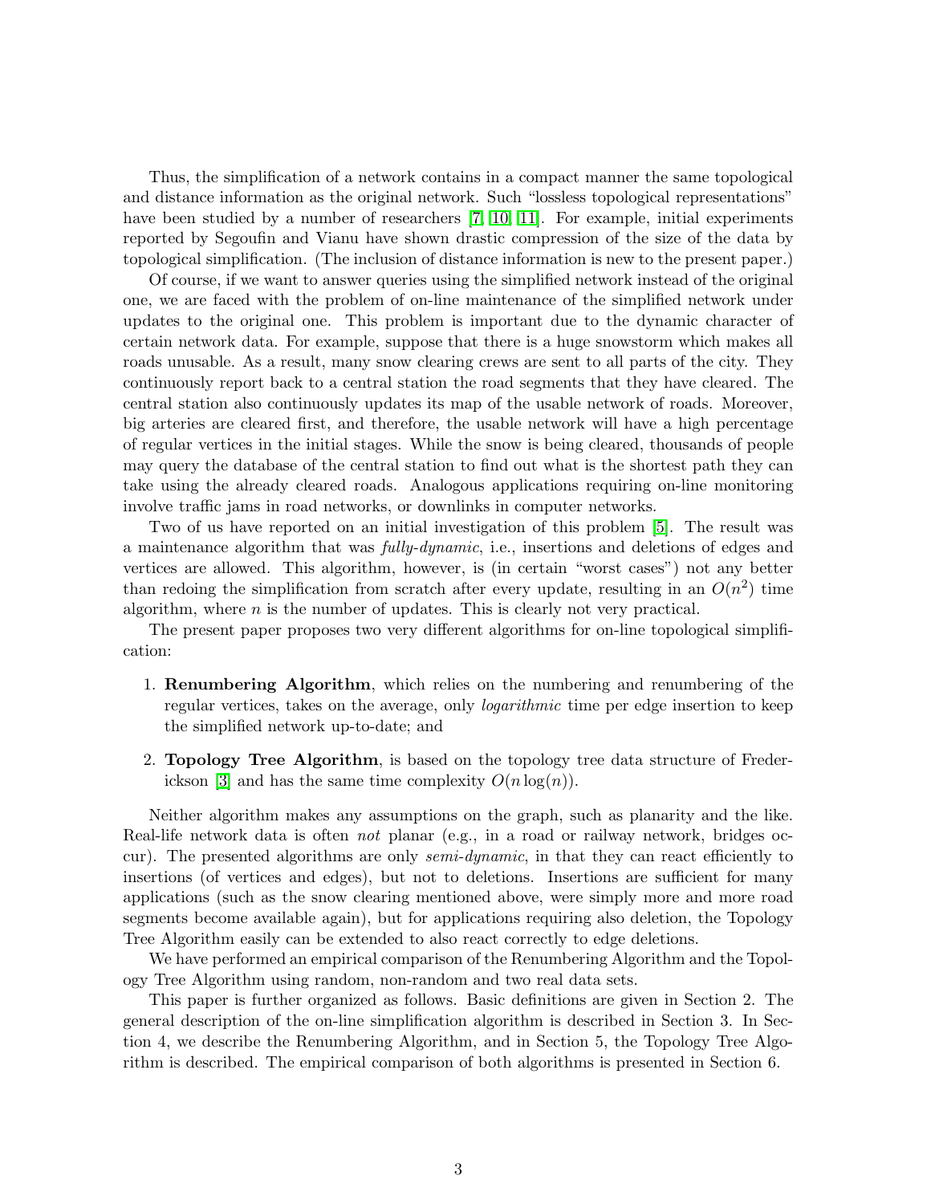Thus, the simplification of a network contains in a compact manner the same topological and distance information as the original network. Such "lossless topological representations" have been studied by a number of researchers [7, 10, 11]. For example, initial experiments reported by Segoufin and Vianu have shown drastic compression of the size of the data by topological simplification. (The inclusion of distance information is new to the present paper.)

Of course, if we want to answer queries using the simplified network instead of the original one, we are faced with the problem of on-line maintenance of the simplified network under updates to the original one. This problem is important due to the dynamic character of certain network data. For example, suppose that there is a huge snowstorm which makes all roads unusable. As a result, many snow clearing crews are sent to all parts of the city. They continuously report back to a central station the road segments that they have cleared. The central station also continuously updates its map of the usable network of roads. Moreover, big arteries are cleared first, and therefore, the usable network will have a high percentage of regular vertices in the initial stages. While the snow is being cleared, thousands of people may query the database of the central station to find out what is the shortest path they can take using the already cleared roads. Analogous applications requiring on-line monitoring involve traffic jams in road networks, or downlinks in computer networks.

Two of us have reported on an initial investigation of this problem [5]. The result was a maintenance algorithm that was *fully-dynamic*, i.e., insertions and deletions of edges and vertices are allowed. This algorithm, however, is (in certain "worst cases") not any better than redoing the simplification from scratch after every update, resulting in an $O(n^2)$ time algorithm, where $n$ is the number of updates. This is clearly not very practical.

The present paper proposes two very different algorithms for on-line topological simplification:

1. **Renumbering Algorithm**, which relies on the numbering and renumbering of the regular vertices, takes on the average, only *logarithmic* time per edge insertion to keep the simplified network up-to-date; and
2. **Topology Tree Algorithm**, is based on the topology tree data structure of Frederickson [3] and has the same time complexity $O(n \log(n))$.

Neither algorithm makes any assumptions on the graph, such as planarity and the like. Real-life network data is often *not* planar (e.g., in a road or railway network, bridges occur). The presented algorithms are only *semi-dynamic*, in that they can react efficiently to insertions (of vertices and edges), but not to deletions. Insertions are sufficient for many applications (such as the snow clearing mentioned above, were simply more and more road segments become available again), but for applications requiring also deletion, the Topology Tree Algorithm easily can be extended to also react correctly to edge deletions.

We have performed an empirical comparison of the Renumbering Algorithm and the Topology Tree Algorithm using random, non-random and two real data sets.

This paper is further organized as follows. Basic definitions are given in Section 2. The general description of the on-line simplification algorithm is described in Section 3. In Section 4, we describe the Renumbering Algorithm, and in Section 5, the Topology Tree Algorithm is described. The empirical comparison of both algorithms is presented in Section 6.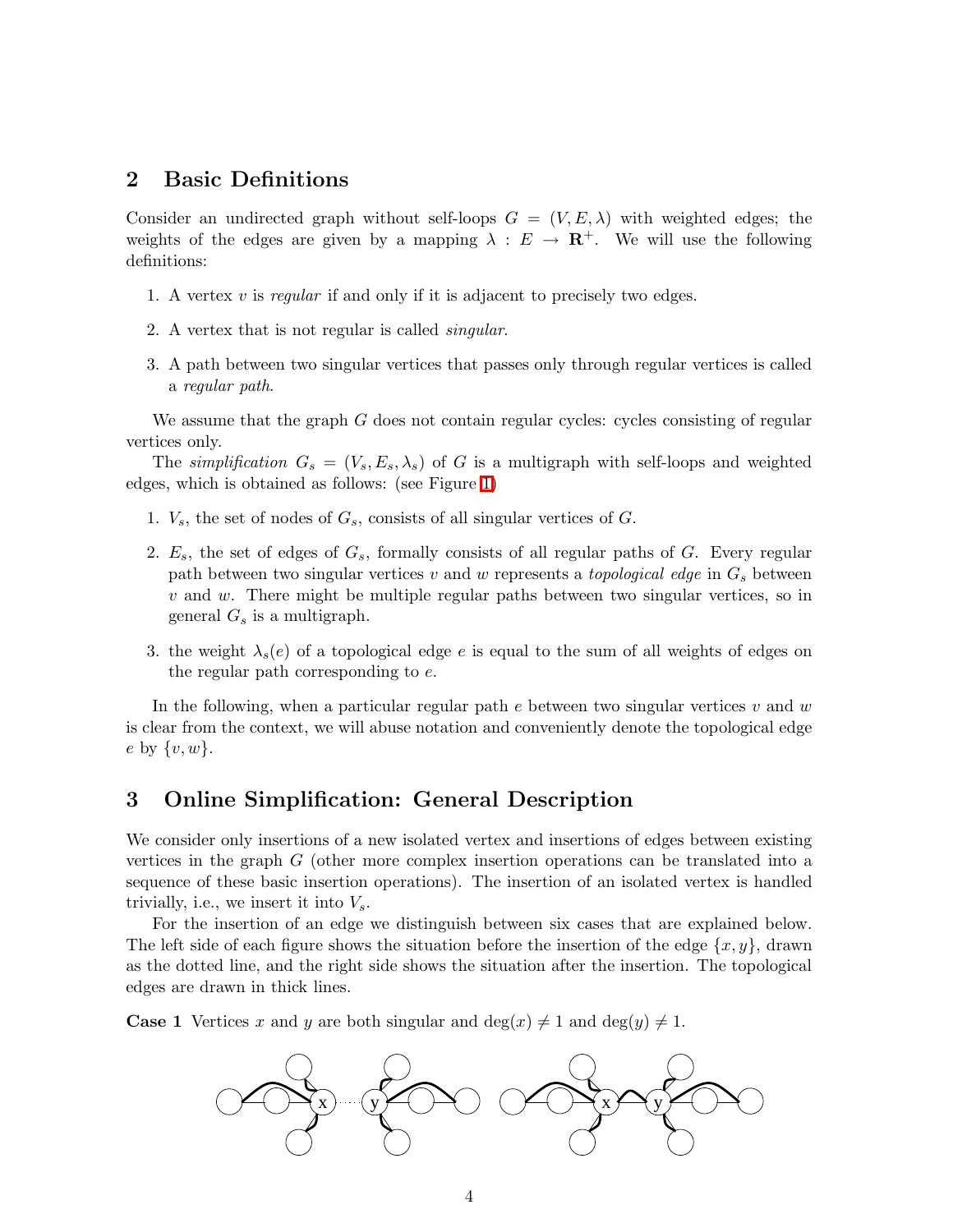## 2 Basic Definitions

Consider an undirected graph without self-loops $G = (V, E, \lambda)$ with weighted edges; the weights of the edges are given by a mapping $\lambda : E \to \mathbf{R}^+$. We will use the following definitions:

1. A vertex $v$ is *regular* if and only if it is adjacent to precisely two edges.
2. A vertex that is not regular is called *singular*.
3. A path between two singular vertices that passes only through regular vertices is called a *regular path*.

We assume that the graph $G$ does not contain regular cycles: cycles consisting of regular vertices only.

The *simplification* $G_s = (V_s, E_s, \lambda_s)$ of $G$ is a multigraph with self-loops and weighted edges, which is obtained as follows: (see Figure 1)

1. $V_s$, the set of nodes of $G_s$, consists of all singular vertices of $G$.
2. $E_s$, the set of edges of $G_s$, formally consists of all regular paths of $G$. Every regular path between two singular vertices $v$ and $w$ represents a *topological edge* in $G_s$ between $v$ and $w$. There might be multiple regular paths between two singular vertices, so in general $G_s$ is a multigraph.
3. the weight $\lambda_s(e)$ of a topological edge $e$ is equal to the sum of all weights of edges on the regular path corresponding to $e$.

In the following, when a particular regular path $e$ between two singular vertices $v$ and $w$ is clear from the context, we will abuse notation and conveniently denote the topological edge $e$ by $\{v, w\}$.

## 3 Online Simplification: General Description

We consider only insertions of a new isolated vertex and insertions of edges between existing vertices in the graph $G$ (other more complex insertion operations can be translated into a sequence of these basic insertion operations). The insertion of an isolated vertex is handled trivially, i.e., we insert it into $V_s$.

For the insertion of an edge we distinguish between six cases that are explained below. The left side of each figure shows the situation before the insertion of the edge $\{x, y\}$, drawn as the dotted line, and the right side shows the situation after the insertion. The topological edges are drawn in thick lines.

**Case 1** Vertices $x$ and $y$ are both singular and $\deg(x) \neq 1$ and $\deg(y) \neq 1$.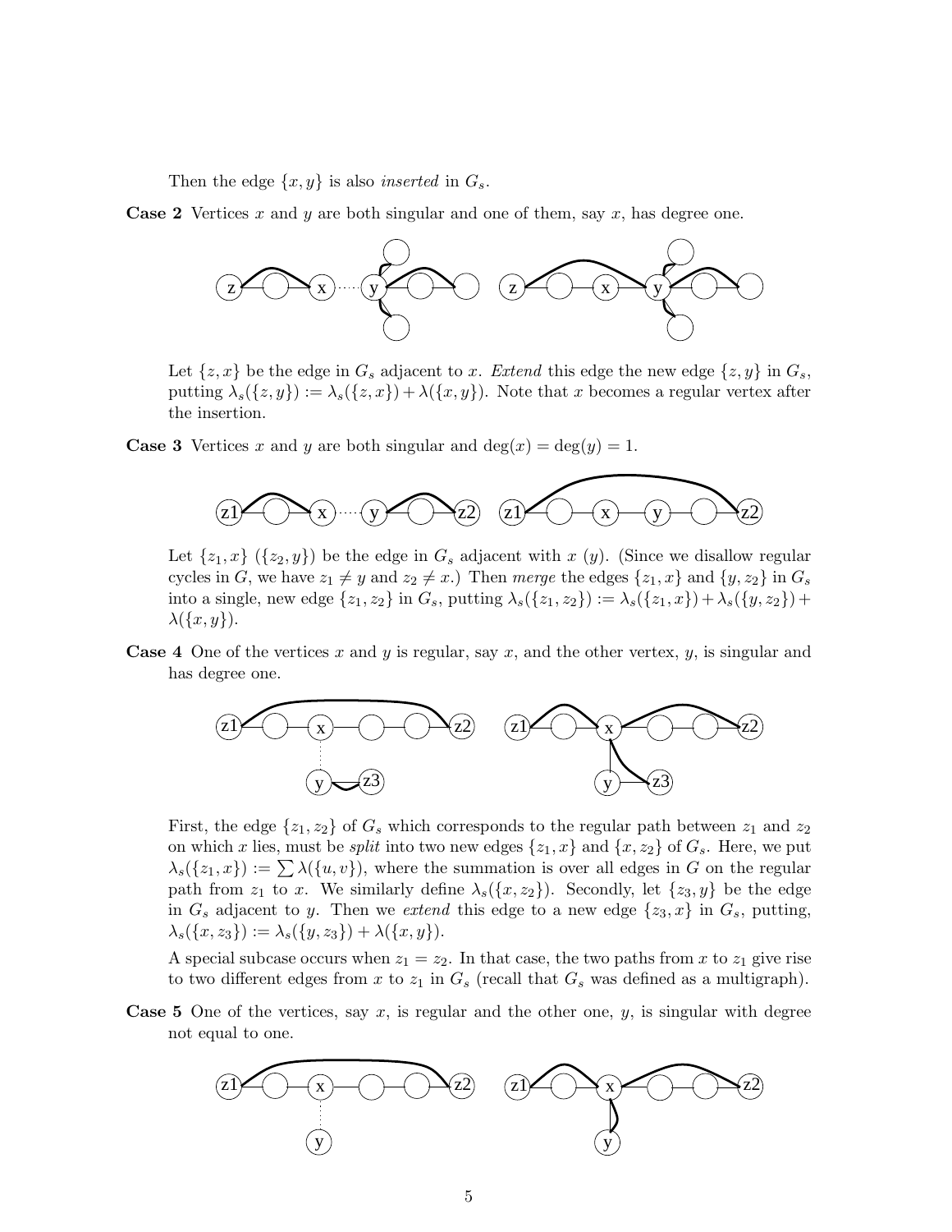Then the edge $\{x, y\}$ is also *inserted* in $G_s$.

**Case 2** Vertices $x$ and $y$ are both singular and one of them, say $x$, has degree one.

Let $\{z, x\}$ be the edge in $G_s$ adjacent to $x$. *Extend* this edge the new edge $\{z, y\}$ in $G_s$, putting $\lambda_s(\{z, y\}) := \lambda_s(\{z, x\}) + \lambda(\{x, y\})$. Note that $x$ becomes a regular vertex after the insertion.

**Case 3** Vertices $x$ and $y$ are both singular and $\deg(x) = \deg(y) = 1$.

Let $\{z_1, x\}$ ($\{z_2, y\}$) be the edge in $G_s$ adjacent with $x$ ($y$). (Since we disallow regular cycles in $G$, we have $z_1 \neq y$ and $z_2 \neq x$.) Then *merge* the edges $\{z_1, x\}$ and $\{y, z_2\}$ in $G_s$ into a single, new edge $\{z_1, z_2\}$ in $G_s$, putting $\lambda_s(\{z_1, z_2\}) := \lambda_s(\{z_1, x\}) + \lambda_s(\{y, z_2\}) + \lambda(\{x, y\})$.

**Case 4** One of the vertices $x$ and $y$ is regular, say $x$, and the other vertex, $y$, is singular and has degree one.

First, the edge $\{z_1, z_2\}$ of $G_s$ which corresponds to the regular path between $z_1$ and $z_2$ on which $x$ lies, must be *split* into two new edges $\{z_1, x\}$ and $\{x, z_2\}$ of $G_s$. Here, we put $\lambda_s(\{z_1, x\}) := \sum \lambda(\{u, v\})$, where the summation is over all edges in $G$ on the regular path from $z_1$ to $x$. We similarly define $\lambda_s(\{x, z_2\})$. Secondly, let $\{z_3, y\}$ be the edge in $G_s$ adjacent to $y$. Then we *extend* this edge to a new edge $\{z_3, x\}$ in $G_s$, putting, $\lambda_s(\{x, z_3\}) := \lambda_s(\{y, z_3\}) + \lambda(\{x, y\})$.

A special subcase occurs when $z_1 = z_2$. In that case, the two paths from $x$ to $z_1$ give rise to two different edges from $x$ to $z_1$ in $G_s$ (recall that $G_s$ was defined as a multigraph).

**Case 5** One of the vertices, say $x$, is regular and the other one, $y$, is singular with degree not equal to one.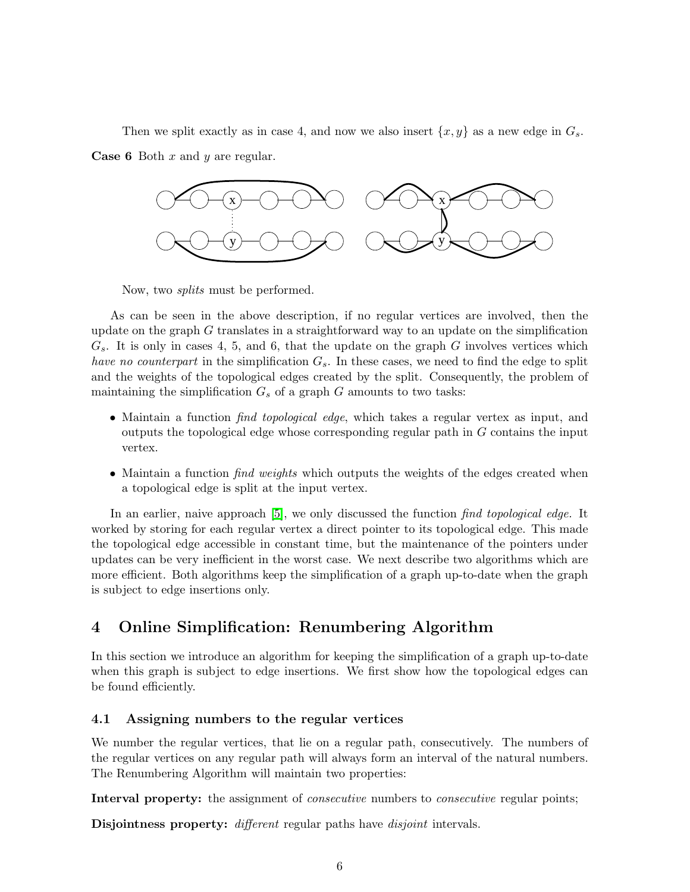Then we split exactly as in case 4, and now we also insert $\{x, y\}$ as a new edge in $G_s$.

**Case 6** Both $x$ and $y$ are regular.

Now, two *splits* must be performed.

As can be seen in the above description, if no regular vertices are involved, then the update on the graph $G$ translates in a straightforward way to an update on the simplification $G_s$. It is only in cases 4, 5, and 6, that the update on the graph $G$ involves vertices which *have no counterpart* in the simplification $G_s$. In these cases, we need to find the edge to split and the weights of the topological edges created by the split. Consequently, the problem of maintaining the simplification $G_s$ of a graph $G$ amounts to two tasks:

- Maintain a function *find topological edge*, which takes a regular vertex as input, and outputs the topological edge whose corresponding regular path in $G$ contains the input vertex.
- Maintain a function *find weights* which outputs the weights of the edges created when a topological edge is split at the input vertex.

In an earlier, naive approach [5], we only discussed the function *find topological edge.* It worked by storing for each regular vertex a direct pointer to its topological edge. This made the topological edge accessible in constant time, but the maintenance of the pointers under updates can be very inefficient in the worst case. We next describe two algorithms which are more efficient. Both algorithms keep the simplification of a graph up-to-date when the graph is subject to edge insertions only.

# 4 Online Simplification: Renumbering Algorithm

In this section we introduce an algorithm for keeping the simplification of a graph up-to-date when this graph is subject to edge insertions. We first show how the topological edges can be found efficiently.

## 4.1 Assigning numbers to the regular vertices

We number the regular vertices, that lie on a regular path, consecutively. The numbers of the regular vertices on any regular path will always form an interval of the natural numbers. The Renumbering Algorithm will maintain two properties:

**Interval property:** the assignment of *consecutive* numbers to *consecutive* regular points;

**Disjointness property:** *different* regular paths have *disjoint* intervals.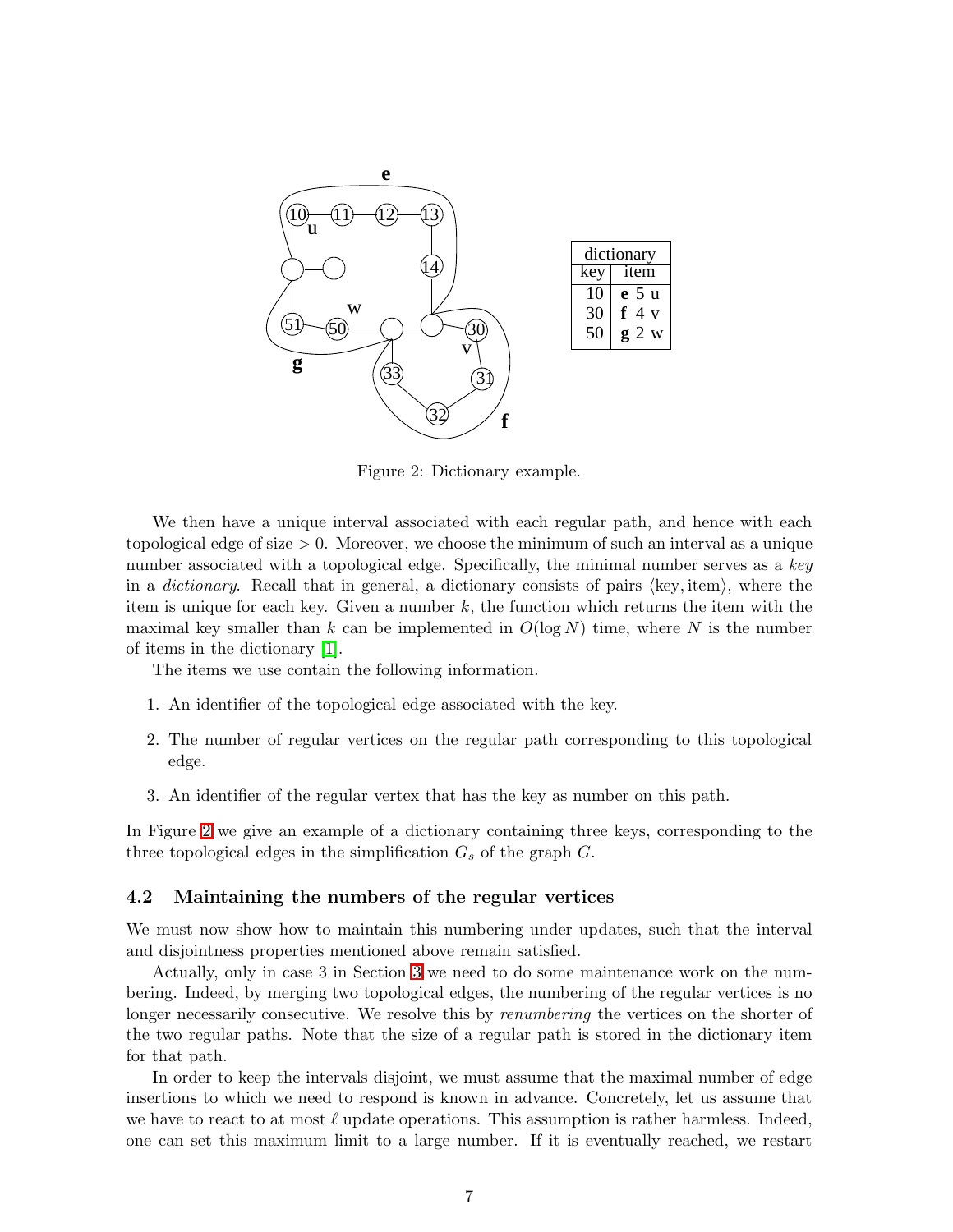| dictionary | |
|---|---|
| key | item |
| 10 | **e** 5 u |
| 30 | **f** 4 v |
| 50 | **g** 2 w |

Figure 2: Dictionary example.

We then have a unique interval associated with each regular path, and hence with each topological edge of size $> 0$. Moreover, we choose the minimum of such an interval as a unique number associated with a topological edge. Specifically, the minimal number serves as a *key* in a *dictionary*. Recall that in general, a dictionary consists of pairs $\langle \text{key}, \text{item} \rangle$, where the item is unique for each key. Given a number $k$, the function which returns the item with the maximal key smaller than $k$ can be implemented in $O(\log N)$ time, where $N$ is the number of items in the dictionary [1].

The items we use contain the following information.

1. An identifier of the topological edge associated with the key.
2. The number of regular vertices on the regular path corresponding to this topological edge.
3. An identifier of the regular vertex that has the key as number on this path.

In Figure 2 we give an example of a dictionary containing three keys, corresponding to the three topological edges in the simplification $G_s$ of the graph $G$.

### 4.2 Maintaining the numbers of the regular vertices

We must now show how to maintain this numbering under updates, such that the interval and disjointness properties mentioned above remain satisfied.

Actually, only in case 3 in Section 3 we need to do some maintenance work on the numbering. Indeed, by merging two topological edges, the numbering of the regular vertices is no longer necessarily consecutive. We resolve this by *renumbering* the vertices on the shorter of the two regular paths. Note that the size of a regular path is stored in the dictionary item for that path.

In order to keep the intervals disjoint, we must assume that the maximal number of edge insertions to which we need to respond is known in advance. Concretely, let us assume that we have to react to at most $\ell$ update operations. This assumption is rather harmless. Indeed, one can set this maximum limit to a large number. If it is eventually reached, we restart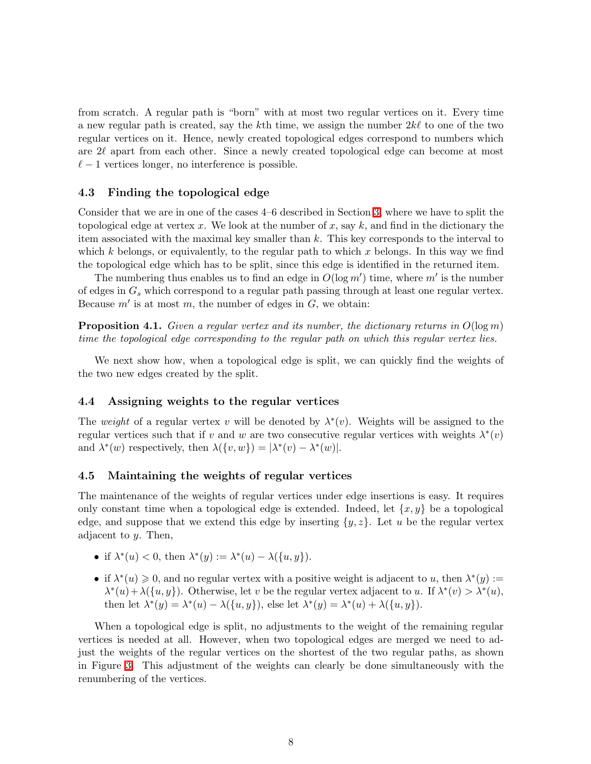from scratch. A regular path is "born" with at most two regular vertices on it. Every time a new regular path is created, say the $k$th time, we assign the number $2k\ell$ to one of the two regular vertices on it. Hence, newly created topological edges correspond to numbers which are $2\ell$ apart from each other. Since a newly created topological edge can become at most $\ell - 1$ vertices longer, no interference is possible.

### 4.3 Finding the topological edge

Consider that we are in one of the cases 4–6 described in Section 3, where we have to split the topological edge at vertex $x$. We look at the number of $x$, say $k$, and find in the dictionary the item associated with the maximal key smaller than $k$. This key corresponds to the interval to which $k$ belongs, or equivalently, to the regular path to which $x$ belongs. In this way we find the topological edge which has to be split, since this edge is identified in the returned item.

The numbering thus enables us to find an edge in $O(\log m')$ time, where $m'$ is the number of edges in $G_s$ which correspond to a regular path passing through at least one regular vertex. Because $m'$ is at most $m$, the number of edges in $G$, we obtain:

**Proposition 4.1.** *Given a regular vertex and its number, the dictionary returns in $O(\log m)$ time the topological edge corresponding to the regular path on which this regular vertex lies.*

We next show how, when a topological edge is split, we can quickly find the weights of the two new edges created by the split.

### 4.4 Assigning weights to the regular vertices

The *weight* of a regular vertex $v$ will be denoted by $\lambda^*(v)$. Weights will be assigned to the regular vertices such that if $v$ and $w$ are two consecutive regular vertices with weights $\lambda^*(v)$ and $\lambda^*(w)$ respectively, then $\lambda(\{v, w\}) = |\lambda^*(v) - \lambda^*(w)|$.

### 4.5 Maintaining the weights of regular vertices

The maintenance of the weights of regular vertices under edge insertions is easy. It requires only constant time when a topological edge is extended. Indeed, let $\{x, y\}$ be a topological edge, and suppose that we extend this edge by inserting $\{y, z\}$. Let $u$ be the regular vertex adjacent to $y$. Then,

- if $\lambda^*(u) < 0$, then $\lambda^*(y) := \lambda^*(u) - \lambda(\{u, y\})$.
- if $\lambda^*(u) \geqslant 0$, and no regular vertex with a positive weight is adjacent to $u$, then $\lambda^*(y) := \lambda^*(u) + \lambda(\{u, y\})$. Otherwise, let $v$ be the regular vertex adjacent to $u$. If $\lambda^*(v) > \lambda^*(u)$, then let $\lambda^*(y) = \lambda^*(u) - \lambda(\{u, y\})$, else let $\lambda^*(y) = \lambda^*(u) + \lambda(\{u, y\})$.

When a topological edge is split, no adjustments to the weight of the remaining regular vertices is needed at all. However, when two topological edges are merged we need to adjust the weights of the regular vertices on the shortest of the two regular paths, as shown in Figure 3. This adjustment of the weights can clearly be done simultaneously with the renumbering of the vertices.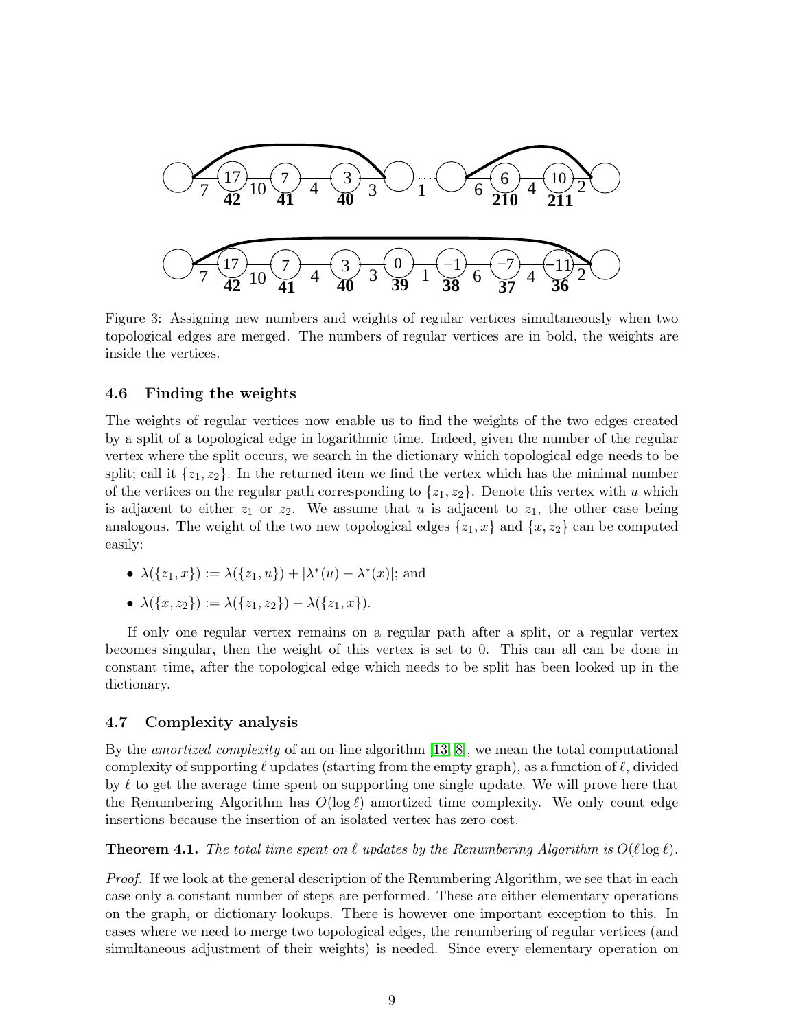Figure 3: Assigning new numbers and weights of regular vertices simultaneously when two topological edges are merged. The numbers of regular vertices are in bold, the weights are inside the vertices.

### 4.6 Finding the weights

The weights of regular vertices now enable us to find the weights of the two edges created by a split of a topological edge in logarithmic time. Indeed, given the number of the regular vertex where the split occurs, we search in the dictionary which topological edge needs to be split; call it $\{z_1, z_2\}$. In the returned item we find the vertex which has the minimal number of the vertices on the regular path corresponding to $\{z_1, z_2\}$. Denote this vertex with $u$ which is adjacent to either $z_1$ or $z_2$. We assume that $u$ is adjacent to $z_1$, the other case being analogous. The weight of the two new topological edges $\{z_1, x\}$ and $\{x, z_2\}$ can be computed easily:

- $\lambda(\{z_1, x\}) := \lambda(\{z_1, u\}) + |\lambda^*(u) - \lambda^*(x)|$; and
- $\lambda(\{x, z_2\}) := \lambda(\{z_1, z_2\}) - \lambda(\{z_1, x\})$.

If only one regular vertex remains on a regular path after a split, or a regular vertex becomes singular, then the weight of this vertex is set to 0. This can all can be done in constant time, after the topological edge which needs to be split has been looked up in the dictionary.

### 4.7 Complexity analysis

By the *amortized complexity* of an on-line algorithm [13, 8], we mean the total computational complexity of supporting $\ell$ updates (starting from the empty graph), as a function of $\ell$, divided by $\ell$ to get the average time spent on supporting one single update. We will prove here that the Renumbering Algorithm has $O(\log \ell)$ amortized time complexity. We only count edge insertions because the insertion of an isolated vertex has zero cost.

**Theorem 4.1.** *The total time spent on $\ell$ updates by the Renumbering Algorithm is $O(\ell \log \ell)$.*

*Proof.* If we look at the general description of the Renumbering Algorithm, we see that in each case only a constant number of steps are performed. These are either elementary operations on the graph, or dictionary lookups. There is however one important exception to this. In cases where we need to merge two topological edges, the renumbering of regular vertices (and simultaneous adjustment of their weights) is needed. Since every elementary operation on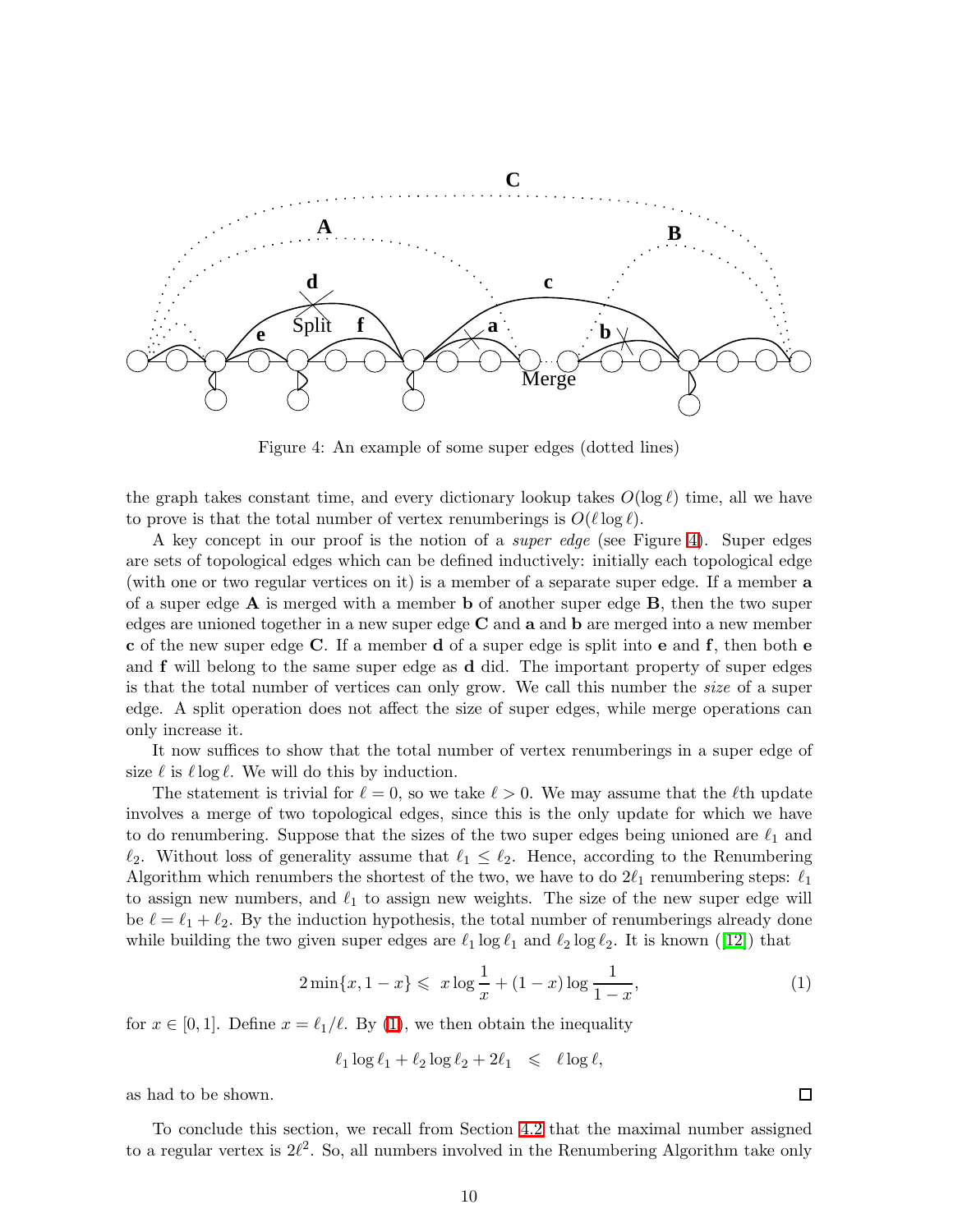Figure 4: An example of some super edges (dotted lines)

the graph takes constant time, and every dictionary lookup takes $O(\log \ell)$ time, all we have to prove is that the total number of vertex renumberings is $O(\ell \log \ell)$.

A key concept in our proof is the notion of a *super edge* (see Figure 4). Super edges are sets of topological edges which can be defined inductively: initially each topological edge (with one or two regular vertices on it) is a member of a separate super edge. If a member **a** of a super edge **A** is merged with a member **b** of another super edge **B**, then the two super edges are unioned together in a new super edge **C** and **a** and **b** are merged into a new member **c** of the new super edge **C**. If a member **d** of a super edge is split into **e** and **f**, then both **e** and **f** will belong to the same super edge as **d** did. The important property of super edges is that the total number of vertices can only grow. We call this number the *size* of a super edge. A split operation does not affect the size of super edges, while merge operations can only increase it.

It now suffices to show that the total number of vertex renumberings in a super edge of size $\ell$ is $\ell \log \ell$. We will do this by induction.

The statement is trivial for $\ell = 0$, so we take $\ell > 0$. We may assume that the $\ell$th update involves a merge of two topological edges, since this is the only update for which we have to do renumbering. Suppose that the sizes of the two super edges being unioned are $\ell_1$ and $\ell_2$. Without loss of generality assume that $\ell_1 \leq \ell_2$. Hence, according to the Renumbering Algorithm which renumbers the shortest of the two, we have to do $2\ell_1$ renumbering steps: $\ell_1$ to assign new numbers, and $\ell_1$ to assign new weights. The size of the new super edge will be $\ell = \ell_1 + \ell_2$. By the induction hypothesis, the total number of renumberings already done while building the two given super edges are $\ell_1 \log \ell_1$ and $\ell_2 \log \ell_2$. It is known ([12]) that

$$2 \min\{x, 1-x\} \leqslant \; x \log \frac{1}{x} + (1-x) \log \frac{1}{1-x}, \tag{1}$$

for $x \in [0,1]$. Define $x = \ell_1/\ell$. By (1), we then obtain the inequality

$$\ell_1 \log \ell_1 + \ell_2 \log \ell_2 + 2\ell_1 \quad \leqslant \quad \ell \log \ell,$$

as had to be shown. □

To conclude this section, we recall from Section 4.2 that the maximal number assigned to a regular vertex is $2\ell^2$. So, all numbers involved in the Renumbering Algorithm take only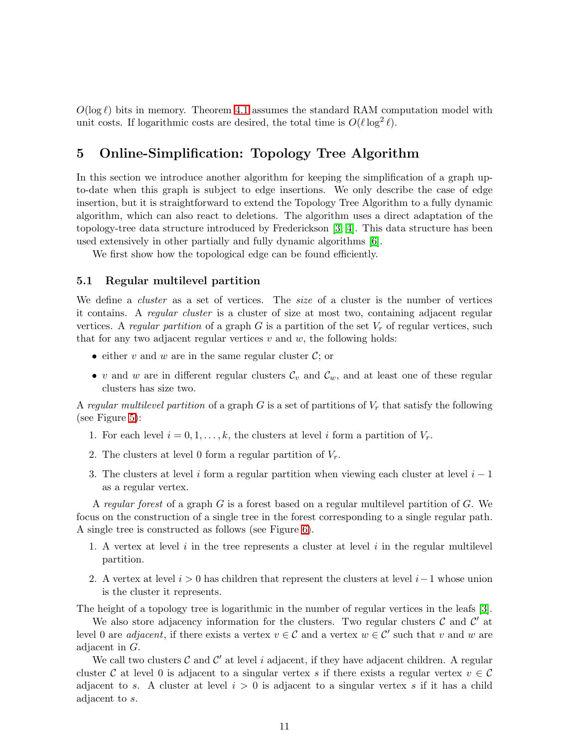$O(\log \ell)$ bits in memory. Theorem 4.1 assumes the standard RAM computation model with unit costs. If logarithmic costs are desired, the total time is $O(\ell \log^2 \ell)$.

# 5 Online-Simplification: Topology Tree Algorithm

In this section we introduce another algorithm for keeping the simplification of a graph up-to-date when this graph is subject to edge insertions. We only describe the case of edge insertion, but it is straightforward to extend the Topology Tree Algorithm to a fully dynamic algorithm, which can also react to deletions. The algorithm uses a direct adaptation of the topology-tree data structure introduced by Frederickson [3, 4]. This data structure has been used extensively in other partially and fully dynamic algorithms [6].

We first show how the topological edge can be found efficiently.

## 5.1 Regular multilevel partition

We define a *cluster* as a set of vertices. The *size* of a cluster is the number of vertices it contains. A *regular cluster* is a cluster of size at most two, containing adjacent regular vertices. A *regular partition* of a graph $G$ is a partition of the set $V_r$ of regular vertices, such that for any two adjacent regular vertices $v$ and $w$, the following holds:

- either $v$ and $w$ are in the same regular cluster $\mathcal{C}$; or
- $v$ and $w$ are in different regular clusters $\mathcal{C}_v$ and $\mathcal{C}_w$, and at least one of these regular clusters has size two.

A *regular multilevel partition* of a graph $G$ is a set of partitions of $V_r$ that satisfy the following (see Figure 5):

1. For each level $i = 0, 1, \ldots, k$, the clusters at level $i$ form a partition of $V_r$.
2. The clusters at level 0 form a regular partition of $V_r$.
3. The clusters at level $i$ form a regular partition when viewing each cluster at level $i-1$ as a regular vertex.

A *regular forest* of a graph $G$ is a forest based on a regular multilevel partition of $G$. We focus on the construction of a single tree in the forest corresponding to a single regular path. A single tree is constructed as follows (see Figure 6).

1. A vertex at level $i$ in the tree represents a cluster at level $i$ in the regular multilevel partition.
2. A vertex at level $i > 0$ has children that represent the clusters at level $i-1$ whose union is the cluster it represents.

The height of a topology tree is logarithmic in the number of regular vertices in the leafs [3].

We also store adjacency information for the clusters. Two regular clusters $\mathcal{C}$ and $\mathcal{C}'$ at level 0 are *adjacent*, if there exists a vertex $v \in \mathcal{C}$ and a vertex $w \in \mathcal{C}'$ such that $v$ and $w$ are adjacent in $G$.

We call two clusters $\mathcal{C}$ and $\mathcal{C}'$ at level $i$ adjacent, if they have adjacent children. A regular cluster $\mathcal{C}$ at level 0 is adjacent to a singular vertex $s$ if there exists a regular vertex $v \in \mathcal{C}$ adjacent to $s$. A cluster at level $i > 0$ is adjacent to a singular vertex $s$ if it has a child adjacent to $s$.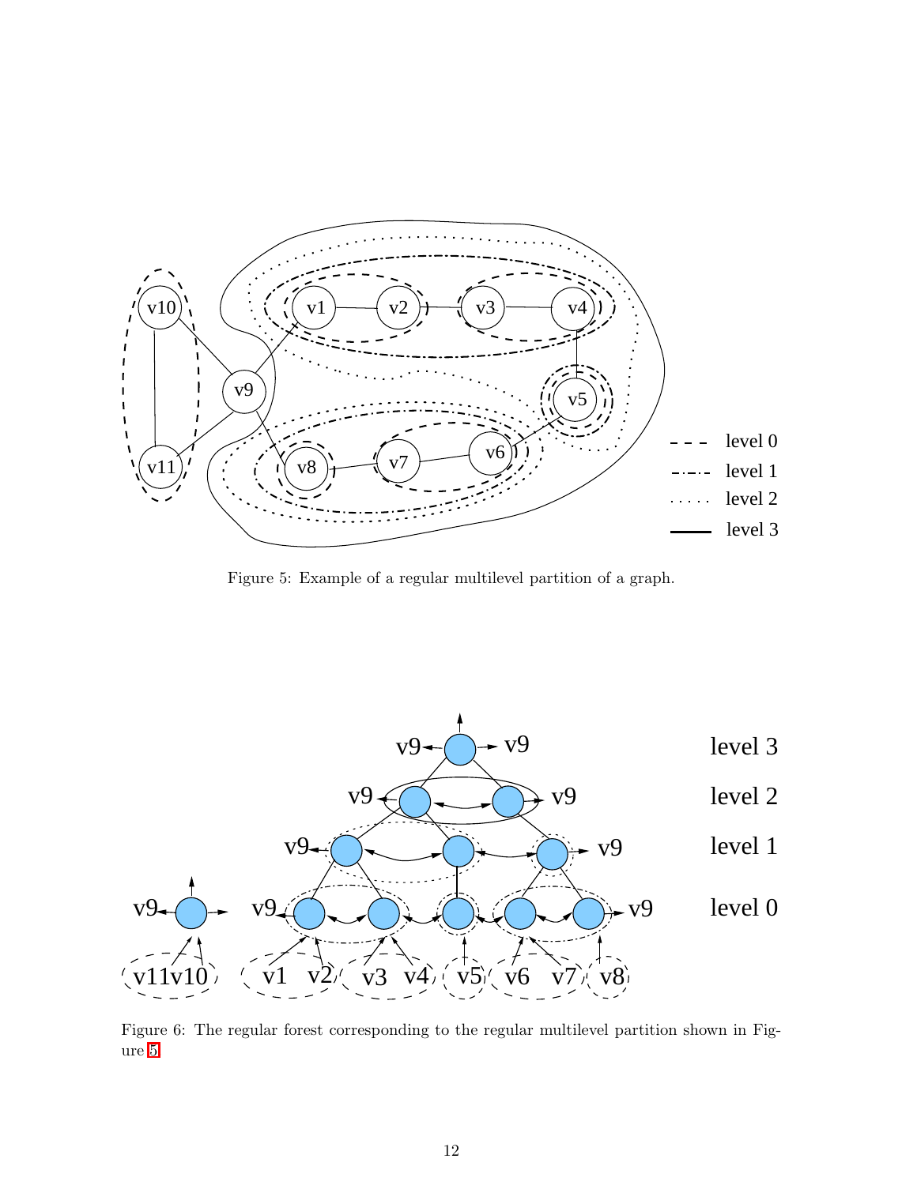Figure 5: Example of a regular multilevel partition of a graph.

Figure 6: The regular forest corresponding to the regular multilevel partition shown in Figure 5.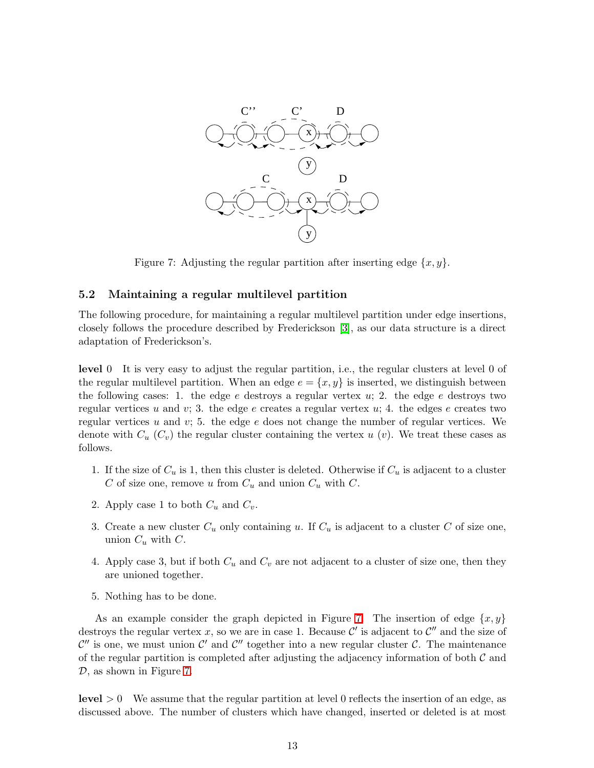Figure 7: Adjusting the regular partition after inserting edge $\{x, y\}$.

### 5.2 Maintaining a regular multilevel partition

The following procedure, for maintaining a regular multilevel partition under edge insertions, closely follows the procedure described by Frederickson [3], as our data structure is a direct adaptation of Frederickson's.

**level** 0 It is very easy to adjust the regular partition, i.e., the regular clusters at level 0 of the regular multilevel partition. When an edge $e = \{x, y\}$ is inserted, we distinguish between the following cases: 1. the edge $e$ destroys a regular vertex $u$; 2. the edge $e$ destroys two regular vertices $u$ and $v$; 3. the edge $e$ creates a regular vertex $u$; 4. the edges $e$ creates two regular vertices $u$ and $v$; 5. the edge $e$ does not change the number of regular vertices. We denote with $C_u$ ($C_v$) the regular cluster containing the vertex $u$ ($v$). We treat these cases as follows.

1. If the size of $C_u$ is 1, then this cluster is deleted. Otherwise if $C_u$ is adjacent to a cluster $C$ of size one, remove $u$ from $C_u$ and union $C_u$ with $C$.
2. Apply case 1 to both $C_u$ and $C_v$.
3. Create a new cluster $C_u$ only containing $u$. If $C_u$ is adjacent to a cluster $C$ of size one, union $C_u$ with $C$.
4. Apply case 3, but if both $C_u$ and $C_v$ are not adjacent to a cluster of size one, then they are unioned together.
5. Nothing has to be done.

As an example consider the graph depicted in Figure 7. The insertion of edge $\{x, y\}$ destroys the regular vertex $x$, so we are in case 1. Because $\mathcal{C}'$ is adjacent to $\mathcal{C}''$ and the size of $\mathcal{C}''$ is one, we must union $\mathcal{C}'$ and $\mathcal{C}''$ together into a new regular cluster $\mathcal{C}$. The maintenance of the regular partition is completed after adjusting the adjacency information of both $\mathcal{C}$ and $\mathcal{D}$, as shown in Figure 7.

**level** $> 0$ We assume that the regular partition at level 0 reflects the insertion of an edge, as discussed above. The number of clusters which have changed, inserted or deleted is at most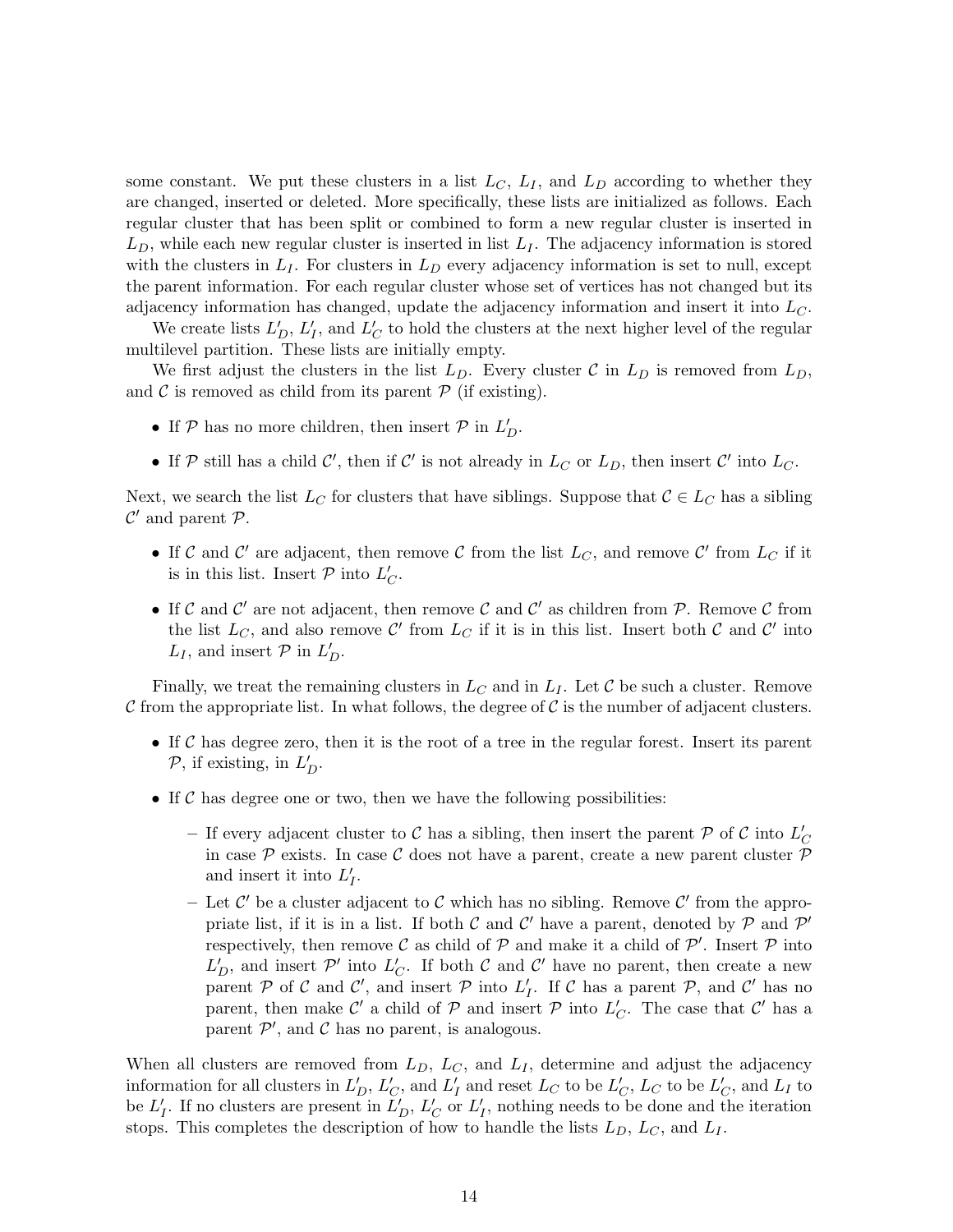some constant. We put these clusters in a list $L_C$, $L_I$, and $L_D$ according to whether they are changed, inserted or deleted. More specifically, these lists are initialized as follows. Each regular cluster that has been split or combined to form a new regular cluster is inserted in $L_D$, while each new regular cluster is inserted in list $L_I$. The adjacency information is stored with the clusters in $L_I$. For clusters in $L_D$ every adjacency information is set to null, except the parent information. For each regular cluster whose set of vertices has not changed but its adjacency information has changed, update the adjacency information and insert it into $L_C$.

We create lists $L'_D$, $L'_I$, and $L'_C$ to hold the clusters at the next higher level of the regular multilevel partition. These lists are initially empty.

We first adjust the clusters in the list $L_D$. Every cluster $\mathcal{C}$ in $L_D$ is removed from $L_D$, and $\mathcal{C}$ is removed as child from its parent $\mathcal{P}$ (if existing).

- If $\mathcal{P}$ has no more children, then insert $\mathcal{P}$ in $L'_D$.
- If $\mathcal{P}$ still has a child $\mathcal{C}'$, then if $\mathcal{C}'$ is not already in $L_C$ or $L_D$, then insert $\mathcal{C}'$ into $L_C$.

Next, we search the list $L_C$ for clusters that have siblings. Suppose that $\mathcal{C} \in L_C$ has a sibling $\mathcal{C}'$ and parent $\mathcal{P}$.

- If $\mathcal{C}$ and $\mathcal{C}'$ are adjacent, then remove $\mathcal{C}$ from the list $L_C$, and remove $\mathcal{C}'$ from $L_C$ if it is in this list. Insert $\mathcal{P}$ into $L'_C$.
- If $\mathcal{C}$ and $\mathcal{C}'$ are not adjacent, then remove $\mathcal{C}$ and $\mathcal{C}'$ as children from $\mathcal{P}$. Remove $\mathcal{C}$ from the list $L_C$, and also remove $\mathcal{C}'$ from $L_C$ if it is in this list. Insert both $\mathcal{C}$ and $\mathcal{C}'$ into $L_I$, and insert $\mathcal{P}$ in $L'_D$.

Finally, we treat the remaining clusters in $L_C$ and in $L_I$. Let $\mathcal{C}$ be such a cluster. Remove $\mathcal{C}$ from the appropriate list. In what follows, the degree of $\mathcal{C}$ is the number of adjacent clusters.

- If $\mathcal{C}$ has degree zero, then it is the root of a tree in the regular forest. Insert its parent $\mathcal{P}$, if existing, in $L'_D$.
- If $\mathcal{C}$ has degree one or two, then we have the following possibilities:
  - If every adjacent cluster to $\mathcal{C}$ has a sibling, then insert the parent $\mathcal{P}$ of $\mathcal{C}$ into $L'_C$ in case $\mathcal{P}$ exists. In case $\mathcal{C}$ does not have a parent, create a new parent cluster $\mathcal{P}$ and insert it into $L'_I$.
  - Let $\mathcal{C}'$ be a cluster adjacent to $\mathcal{C}$ which has no sibling. Remove $\mathcal{C}'$ from the appropriate list, if it is in a list. If both $\mathcal{C}$ and $\mathcal{C}'$ have a parent, denoted by $\mathcal{P}$ and $\mathcal{P}'$ respectively, then remove $\mathcal{C}$ as child of $\mathcal{P}$ and make it a child of $\mathcal{P}'$. Insert $\mathcal{P}$ into $L'_D$, and insert $\mathcal{P}'$ into $L'_C$. If both $\mathcal{C}$ and $\mathcal{C}'$ have no parent, then create a new parent $\mathcal{P}$ of $\mathcal{C}$ and $\mathcal{C}'$, and insert $\mathcal{P}$ into $L'_I$. If $\mathcal{C}$ has a parent $\mathcal{P}$, and $\mathcal{C}'$ has no parent, then make $\mathcal{C}'$ a child of $\mathcal{P}$ and insert $\mathcal{P}$ into $L'_C$. The case that $\mathcal{C}'$ has a parent $\mathcal{P}'$, and $\mathcal{C}$ has no parent, is analogous.

When all clusters are removed from $L_D$, $L_C$, and $L_I$, determine and adjust the adjacency information for all clusters in $L'_D$, $L'_C$, and $L'_I$ and reset $L_C$ to be $L'_C$, $L_C$ to be $L'_C$, and $L_I$ to be $L'_I$. If no clusters are present in $L'_D$, $L'_C$ or $L'_I$, nothing needs to be done and the iteration stops. This completes the description of how to handle the lists $L_D$, $L_C$, and $L_I$.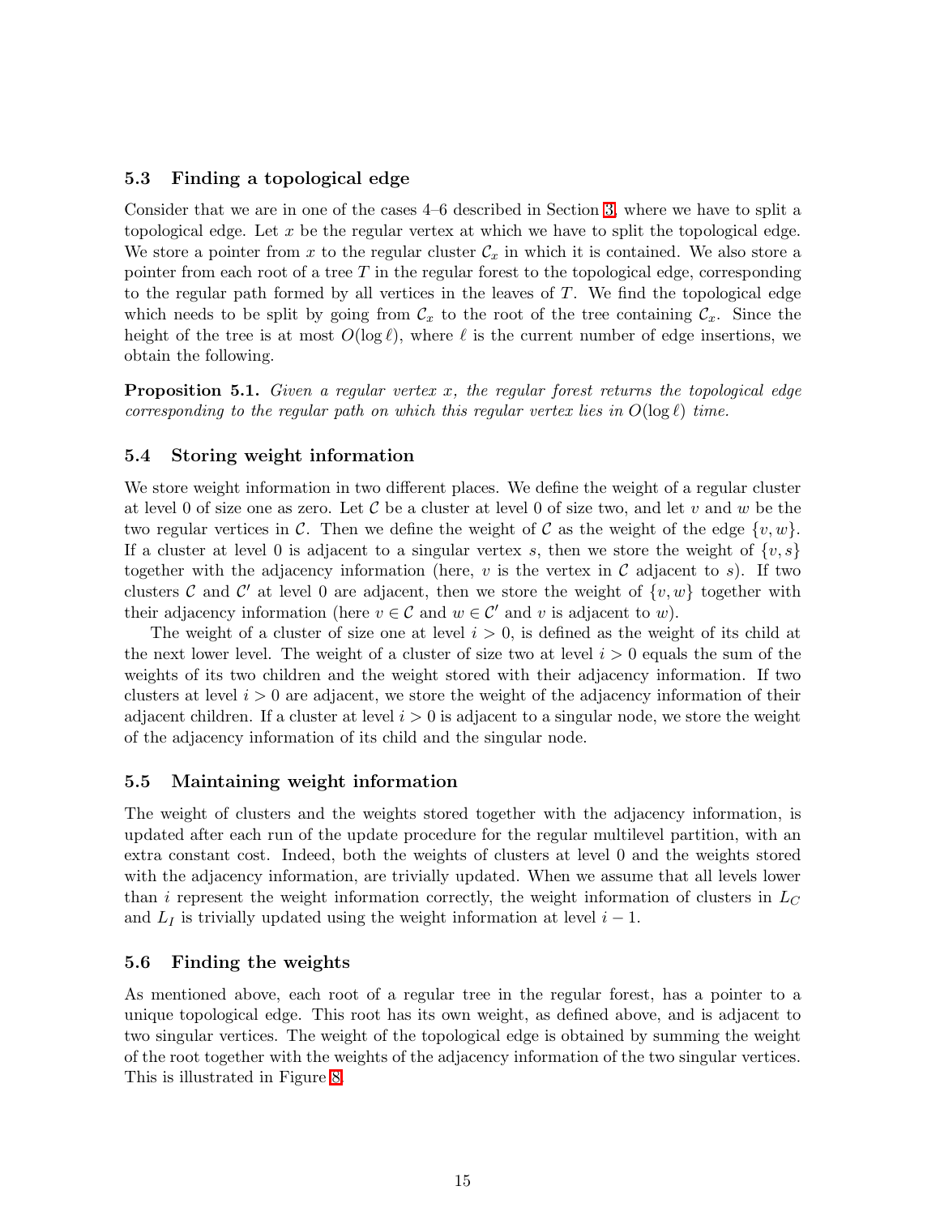### 5.3 Finding a topological edge

Consider that we are in one of the cases 4–6 described in Section 3, where we have to split a topological edge. Let $x$ be the regular vertex at which we have to split the topological edge. We store a pointer from $x$ to the regular cluster $\mathcal{C}_x$ in which it is contained. We also store a pointer from each root of a tree $T$ in the regular forest to the topological edge, corresponding to the regular path formed by all vertices in the leaves of $T$. We find the topological edge which needs to be split by going from $\mathcal{C}_x$ to the root of the tree containing $\mathcal{C}_x$. Since the height of the tree is at most $O(\log \ell)$, where $\ell$ is the current number of edge insertions, we obtain the following.

**Proposition 5.1.** *Given a regular vertex $x$, the regular forest returns the topological edge corresponding to the regular path on which this regular vertex lies in $O(\log \ell)$ time.*

### 5.4 Storing weight information

We store weight information in two different places. We define the weight of a regular cluster at level 0 of size one as zero. Let $\mathcal{C}$ be a cluster at level 0 of size two, and let $v$ and $w$ be the two regular vertices in $\mathcal{C}$. Then we define the weight of $\mathcal{C}$ as the weight of the edge $\{v, w\}$. If a cluster at level 0 is adjacent to a singular vertex $s$, then we store the weight of $\{v, s\}$ together with the adjacency information (here, $v$ is the vertex in $\mathcal{C}$ adjacent to $s$). If two clusters $\mathcal{C}$ and $\mathcal{C}'$ at level 0 are adjacent, then we store the weight of $\{v, w\}$ together with their adjacency information (here $v \in \mathcal{C}$ and $w \in \mathcal{C}'$ and $v$ is adjacent to $w$).

The weight of a cluster of size one at level $i > 0$, is defined as the weight of its child at the next lower level. The weight of a cluster of size two at level $i > 0$ equals the sum of the weights of its two children and the weight stored with their adjacency information. If two clusters at level $i > 0$ are adjacent, we store the weight of the adjacency information of their adjacent children. If a cluster at level $i > 0$ is adjacent to a singular node, we store the weight of the adjacency information of its child and the singular node.

### 5.5 Maintaining weight information

The weight of clusters and the weights stored together with the adjacency information, is updated after each run of the update procedure for the regular multilevel partition, with an extra constant cost. Indeed, both the weights of clusters at level 0 and the weights stored with the adjacency information, are trivially updated. When we assume that all levels lower than $i$ represent the weight information correctly, the weight information of clusters in $L_C$ and $L_I$ is trivially updated using the weight information at level $i - 1$.

### 5.6 Finding the weights

As mentioned above, each root of a regular tree in the regular forest, has a pointer to a unique topological edge. This root has its own weight, as defined above, and is adjacent to two singular vertices. The weight of the topological edge is obtained by summing the weight of the root together with the weights of the adjacency information of the two singular vertices. This is illustrated in Figure 8.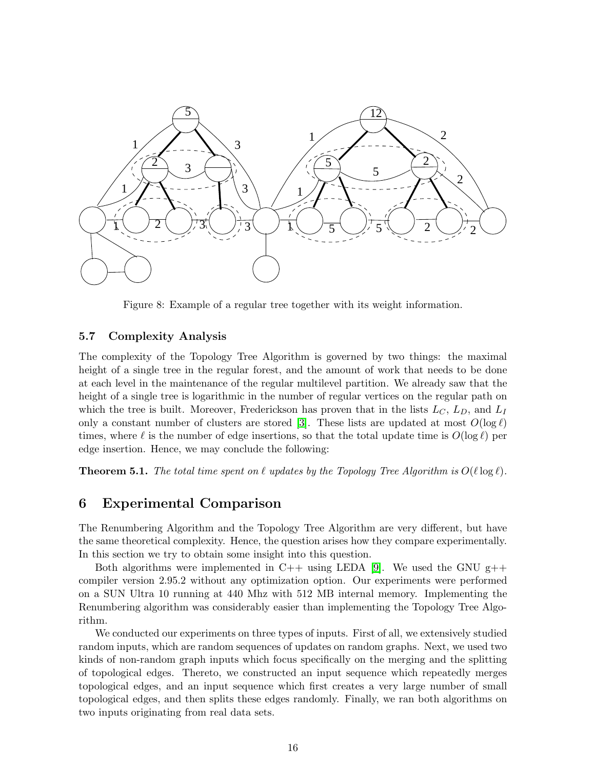Figure 8: Example of a regular tree together with its weight information.

### 5.7 Complexity Analysis

The complexity of the Topology Tree Algorithm is governed by two things: the maximal height of a single tree in the regular forest, and the amount of work that needs to be done at each level in the maintenance of the regular multilevel partition. We already saw that the height of a single tree is logarithmic in the number of regular vertices on the regular path on which the tree is built. Moreover, Frederickson has proven that in the lists $L_C$, $L_D$, and $L_I$ only a constant number of clusters are stored [3]. These lists are updated at most $O(\log \ell)$ times, where $\ell$ is the number of edge insertions, so that the total update time is $O(\log \ell)$ per edge insertion. Hence, we may conclude the following:

**Theorem 5.1.** *The total time spent on $\ell$ updates by the Topology Tree Algorithm is $O(\ell \log \ell)$.*

## 6 Experimental Comparison

The Renumbering Algorithm and the Topology Tree Algorithm are very different, but have the same theoretical complexity. Hence, the question arises how they compare experimentally. In this section we try to obtain some insight into this question.

Both algorithms were implemented in C++ using LEDA [9]. We used the GNU g++ compiler version 2.95.2 without any optimization option. Our experiments were performed on a SUN Ultra 10 running at 440 Mhz with 512 MB internal memory. Implementing the Renumbering algorithm was considerably easier than implementing the Topology Tree Algorithm.

We conducted our experiments on three types of inputs. First of all, we extensively studied random inputs, which are random sequences of updates on random graphs. Next, we used two kinds of non-random graph inputs which focus specifically on the merging and the splitting of topological edges. Thereto, we constructed an input sequence which repeatedly merges topological edges, and an input sequence which first creates a very large number of small topological edges, and then splits these edges randomly. Finally, we ran both algorithms on two inputs originating from real data sets.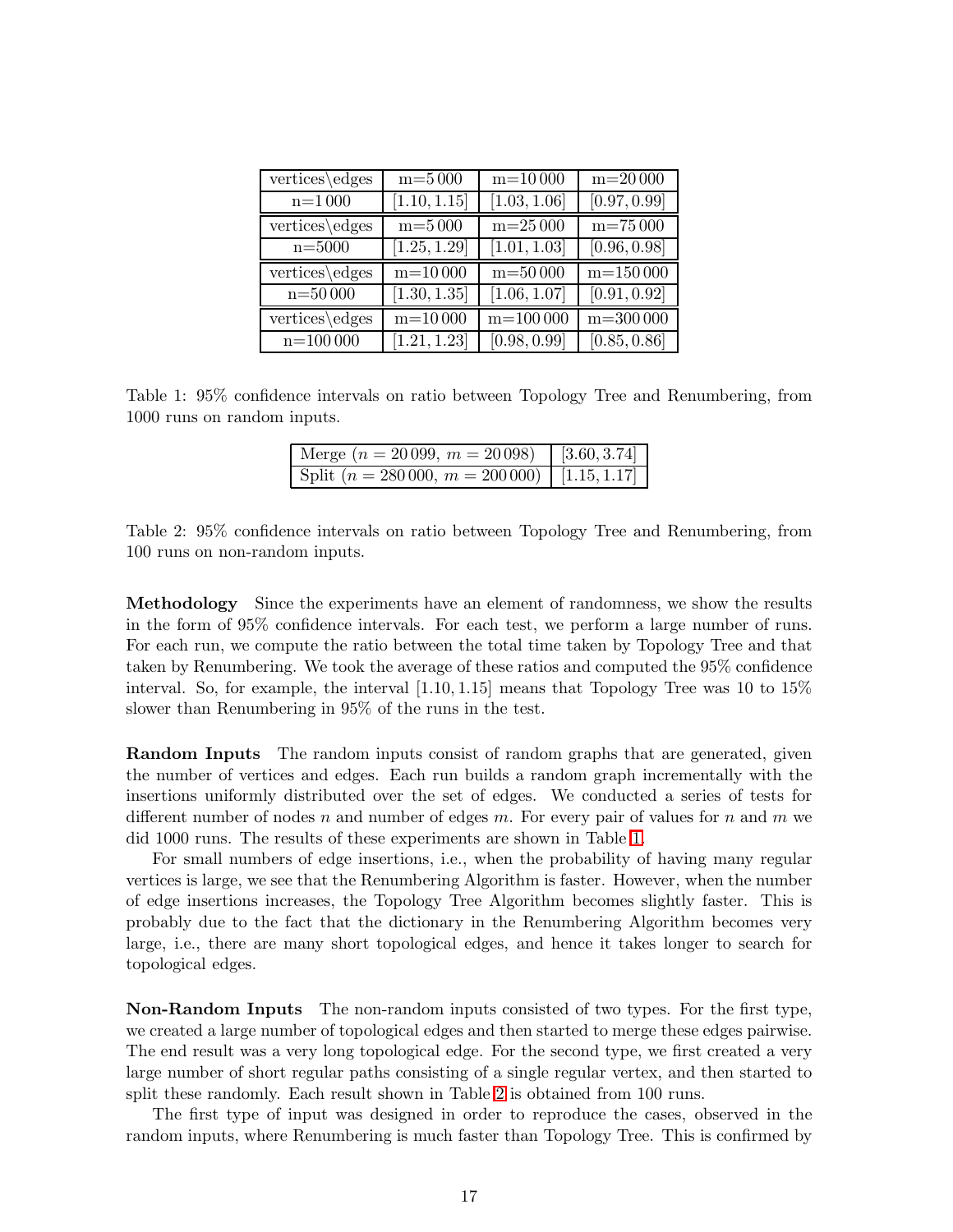| vertices\edges | m=5 000 | m=10 000 | m=20 000 |
|---|---|---|---|
| n=1 000 | [1.10, 1.15] | [1.03, 1.06] | [0.97, 0.99] |
| vertices\edges | m=5 000 | m=25 000 | m=75 000 |
| n=5000 | [1.25, 1.29] | [1.01, 1.03] | [0.96, 0.98] |
| vertices\edges | m=10 000 | m=50 000 | m=150 000 |
| n=50 000 | [1.30, 1.35] | [1.06, 1.07] | [0.91, 0.92] |
| vertices\edges | m=10 000 | m=100 000 | m=300 000 |
| n=100 000 | [1.21, 1.23] | [0.98, 0.99] | [0.85, 0.86] |

Table 1: 95% confidence intervals on ratio between Topology Tree and Renumbering, from 1000 runs on random inputs.

| | |
|---|---|
| Merge ($n = 20\,099$, $m = 20\,098$) | $[3.60, 3.74]$ |
| Split ($n = 280\,000$, $m = 200\,000$) | $[1.15, 1.17]$ |

Table 2: 95% confidence intervals on ratio between Topology Tree and Renumbering, from 100 runs on non-random inputs.

**Methodology** Since the experiments have an element of randomness, we show the results in the form of 95% confidence intervals. For each test, we perform a large number of runs. For each run, we compute the ratio between the total time taken by Topology Tree and that taken by Renumbering. We took the average of these ratios and computed the 95% confidence interval. So, for example, the interval $[1.10, 1.15]$ means that Topology Tree was 10 to 15% slower than Renumbering in 95% of the runs in the test.

**Random Inputs** The random inputs consist of random graphs that are generated, given the number of vertices and edges. Each run builds a random graph incrementally with the insertions uniformly distributed over the set of edges. We conducted a series of tests for different number of nodes $n$ and number of edges $m$. For every pair of values for $n$ and $m$ we did 1000 runs. The results of these experiments are shown in Table 1.

For small numbers of edge insertions, i.e., when the probability of having many regular vertices is large, we see that the Renumbering Algorithm is faster. However, when the number of edge insertions increases, the Topology Tree Algorithm becomes slightly faster. This is probably due to the fact that the dictionary in the Renumbering Algorithm becomes very large, i.e., there are many short topological edges, and hence it takes longer to search for topological edges.

**Non-Random Inputs** The non-random inputs consisted of two types. For the first type, we created a large number of topological edges and then started to merge these edges pairwise. The end result was a very long topological edge. For the second type, we first created a very large number of short regular paths consisting of a single regular vertex, and then started to split these randomly. Each result shown in Table 2 is obtained from 100 runs.

The first type of input was designed in order to reproduce the cases, observed in the random inputs, where Renumbering is much faster than Topology Tree. This is confirmed by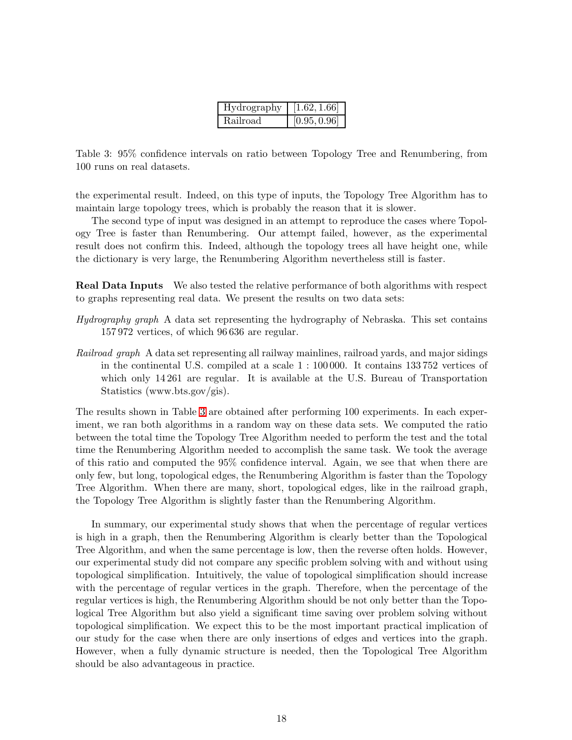| Hydrography | $[1.62, 1.66]$ |
|---|---|
| Railroad | $[0.95, 0.96]$ |

Table 3: 95% confidence intervals on ratio between Topology Tree and Renumbering, from 100 runs on real datasets.

the experimental result. Indeed, on this type of inputs, the Topology Tree Algorithm has to maintain large topology trees, which is probably the reason that it is slower.

The second type of input was designed in an attempt to reproduce the cases where Topology Tree is faster than Renumbering. Our attempt failed, however, as the experimental result does not confirm this. Indeed, although the topology trees all have height one, while the dictionary is very large, the Renumbering Algorithm nevertheless still is faster.

**Real Data Inputs** We also tested the relative performance of both algorithms with respect to graphs representing real data. We present the results on two data sets:

*Hydrography graph* A data set representing the hydrography of Nebraska. This set contains 157 972 vertices, of which 96 636 are regular.

*Railroad graph* A data set representing all railway mainlines, railroad yards, and major sidings in the continental U.S. compiled at a scale 1 : 100 000. It contains 133 752 vertices of which only 14 261 are regular. It is available at the U.S. Bureau of Transportation Statistics (www.bts.gov/gis).

The results shown in Table 3 are obtained after performing 100 experiments. In each experiment, we ran both algorithms in a random way on these data sets. We computed the ratio between the total time the Topology Tree Algorithm needed to perform the test and the total time the Renumbering Algorithm needed to accomplish the same task. We took the average of this ratio and computed the 95% confidence interval. Again, we see that when there are only few, but long, topological edges, the Renumbering Algorithm is faster than the Topology Tree Algorithm. When there are many, short, topological edges, like in the railroad graph, the Topology Tree Algorithm is slightly faster than the Renumbering Algorithm.

In summary, our experimental study shows that when the percentage of regular vertices is high in a graph, then the Renumbering Algorithm is clearly better than the Topological Tree Algorithm, and when the same percentage is low, then the reverse often holds. However, our experimental study did not compare any specific problem solving with and without using topological simplification. Intuitively, the value of topological simplification should increase with the percentage of regular vertices in the graph. Therefore, when the percentage of the regular vertices is high, the Renumbering Algorithm should be not only better than the Topological Tree Algorithm but also yield a significant time saving over problem solving without topological simplification. We expect this to be the most important practical implication of our study for the case when there are only insertions of edges and vertices into the graph. However, when a fully dynamic structure is needed, then the Topological Tree Algorithm should be also advantageous in practice.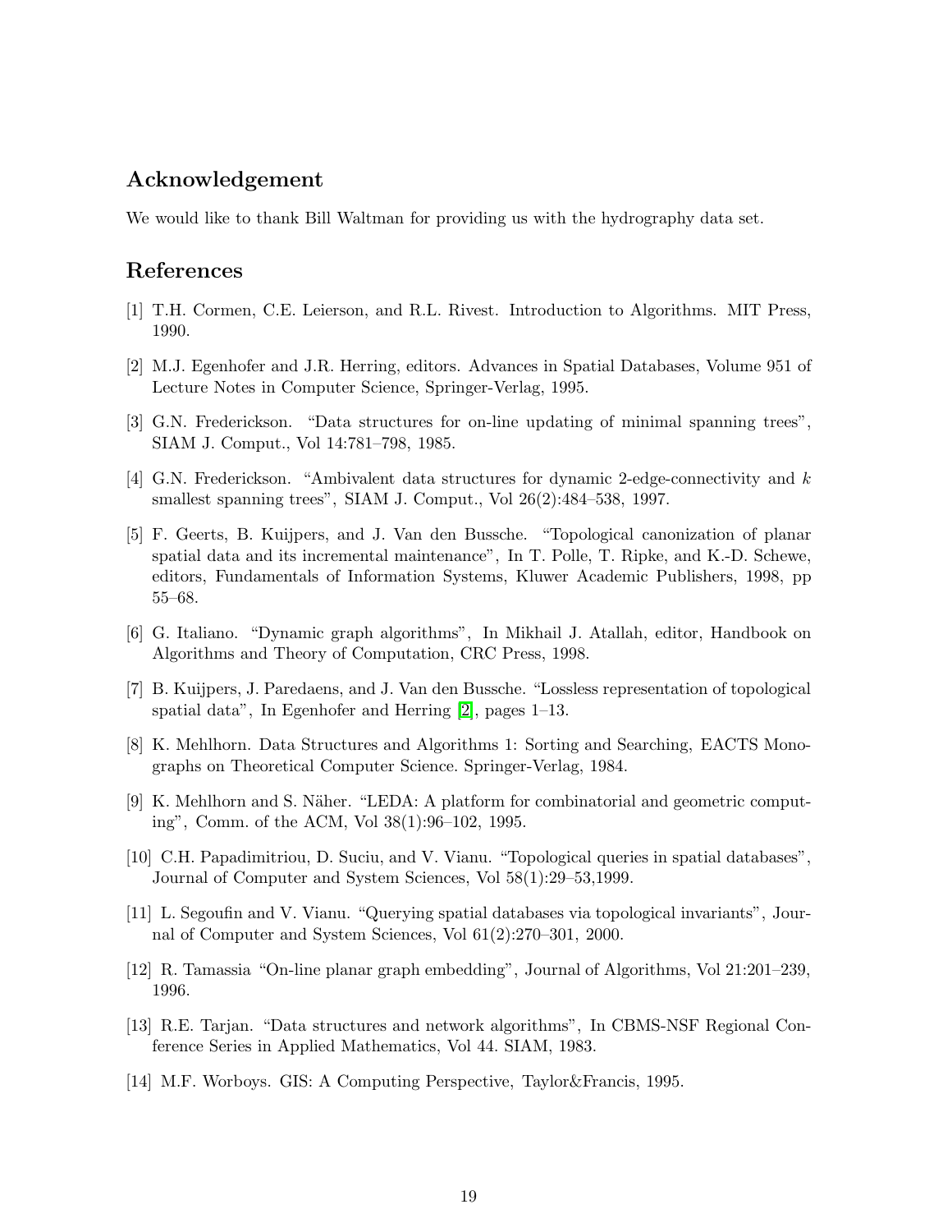## Acknowledgement

We would like to thank Bill Waltman for providing us with the hydrography data set.

## References

[1] T.H. Cormen, C.E. Leierson, and R.L. Rivest. Introduction to Algorithms. MIT Press, 1990.

[2] M.J. Egenhofer and J.R. Herring, editors. Advances in Spatial Databases, Volume 951 of Lecture Notes in Computer Science, Springer-Verlag, 1995.

[3] G.N. Frederickson. "Data structures for on-line updating of minimal spanning trees", SIAM J. Comput., Vol 14:781–798, 1985.

[4] G.N. Frederickson. "Ambivalent data structures for dynamic 2-edge-connectivity and $k$ smallest spanning trees", SIAM J. Comput., Vol 26(2):484–538, 1997.

[5] F. Geerts, B. Kuijpers, and J. Van den Bussche. "Topological canonization of planar spatial data and its incremental maintenance", In T. Polle, T. Ripke, and K.-D. Schewe, editors, Fundamentals of Information Systems, Kluwer Academic Publishers, 1998, pp 55–68.

[6] G. Italiano. "Dynamic graph algorithms", In Mikhail J. Atallah, editor, Handbook on Algorithms and Theory of Computation, CRC Press, 1998.

[7] B. Kuijpers, J. Paredaens, and J. Van den Bussche. "Lossless representation of topological spatial data", In Egenhofer and Herring [2], pages 1–13.

[8] K. Mehlhorn. Data Structures and Algorithms 1: Sorting and Searching, EACTS Monographs on Theoretical Computer Science. Springer-Verlag, 1984.

[9] K. Mehlhorn and S. Näher. "LEDA: A platform for combinatorial and geometric computing", Comm. of the ACM, Vol 38(1):96–102, 1995.

[10] C.H. Papadimitriou, D. Suciu, and V. Vianu. "Topological queries in spatial databases", Journal of Computer and System Sciences, Vol 58(1):29–53,1999.

[11] L. Segoufin and V. Vianu. "Querying spatial databases via topological invariants", Journal of Computer and System Sciences, Vol 61(2):270–301, 2000.

[12] R. Tamassia "On-line planar graph embedding", Journal of Algorithms, Vol 21:201–239, 1996.

[13] R.E. Tarjan. "Data structures and network algorithms", In CBMS-NSF Regional Conference Series in Applied Mathematics, Vol 44. SIAM, 1983.

[14] M.F. Worboys. GIS: A Computing Perspective, Taylor&Francis, 1995.